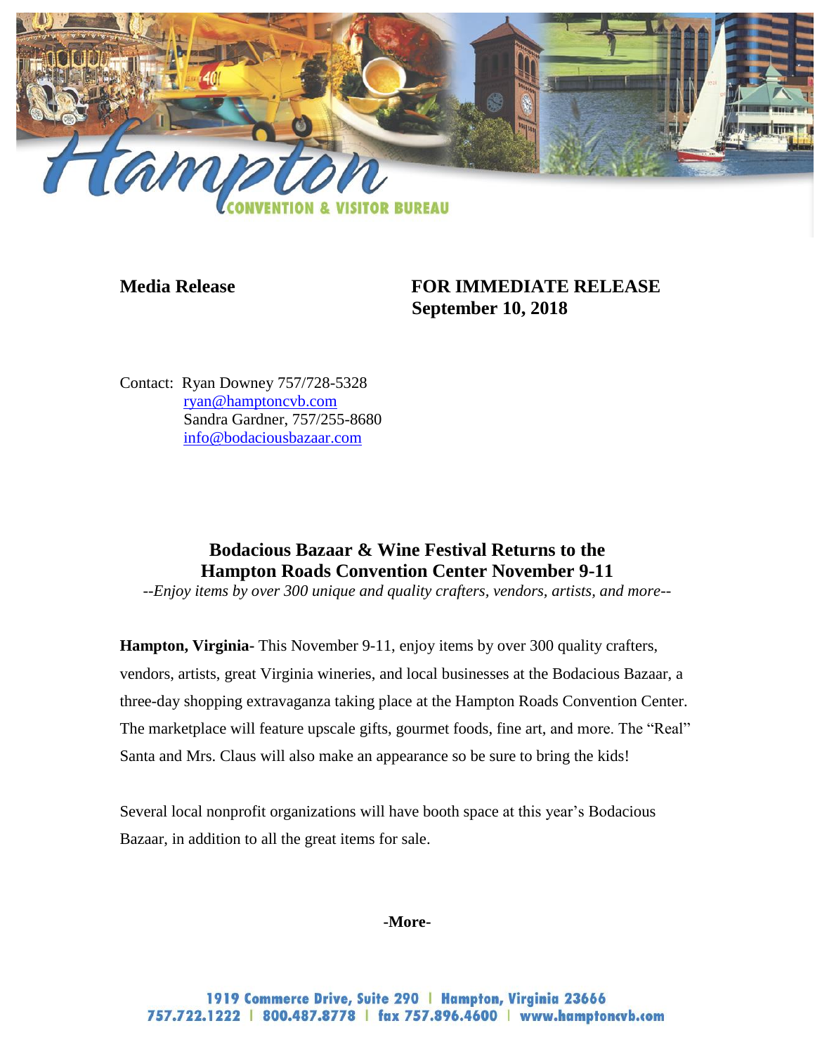**Media Release** **FOR IMMEDIATE RELEASE**
**September 10, 2018**

Contact: Ryan Downey 757/728-5328
ryan@hamptoncvb.com
Sandra Gardner, 757/255-8680
info@bodaciousbazaar.com

## Bodacious Bazaar & Wine Festival Returns to the Hampton Roads Convention Center November 9-11

*--Enjoy items by over 300 unique and quality crafters, vendors, artists, and more--*

**Hampton, Virginia-** This November 9-11, enjoy items by over 300 quality crafters, vendors, artists, great Virginia wineries, and local businesses at the Bodacious Bazaar, a three-day shopping extravaganza taking place at the Hampton Roads Convention Center. The marketplace will feature upscale gifts, gourmet foods, fine art, and more. The "Real" Santa and Mrs. Claus will also make an appearance so be sure to bring the kids!

Several local nonprofit organizations will have booth space at this year's Bodacious Bazaar, in addition to all the great items for sale.

**-More-**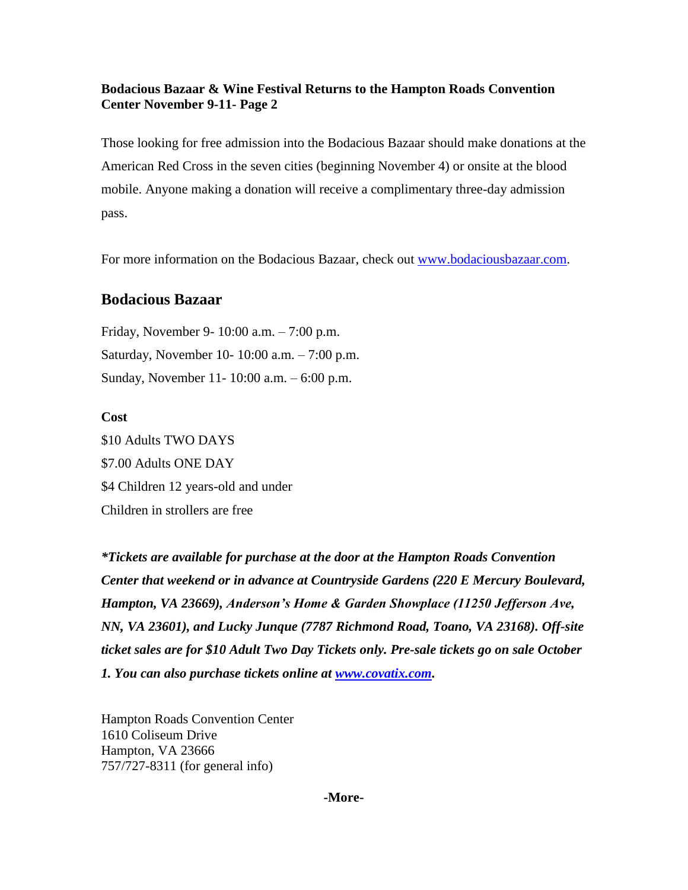**Bodacious Bazaar & Wine Festival Returns to the Hampton Roads Convention Center November 9-11- Page 2**

Those looking for free admission into the Bodacious Bazaar should make donations at the American Red Cross in the seven cities (beginning November 4) or onsite at the blood mobile. Anyone making a donation will receive a complimentary three-day admission pass.

For more information on the Bodacious Bazaar, check out [www.bodaciousbazaar.com](http://www.bodaciousbazaar.com).

## Bodacious Bazaar

Friday, November 9- 10:00 a.m. – 7:00 p.m.
Saturday, November 10- 10:00 a.m. – 7:00 p.m.
Sunday, November 11- 10:00 a.m. – 6:00 p.m.

**Cost**

$10 Adults TWO DAYS
$7.00 Adults ONE DAY
$4 Children 12 years-old and under
Children in strollers are free

***Tickets are available for purchase at the door at the Hampton Roads Convention Center that weekend or in advance at Countryside Gardens (220 E Mercury Boulevard, Hampton, VA 23669), Anderson's Home & Garden Showplace (11250 Jefferson Ave, NN, VA 23601), and Lucky Junque (7787 Richmond Road, Toano, VA 23168). Off-site ticket sales are for $10 Adult Two Day Tickets only. Pre-sale tickets go on sale October 1. You can also purchase tickets online at [www.covatix.com](http://www.covatix.com).***

Hampton Roads Convention Center
1610 Coliseum Drive
Hampton, VA 23666
757/727-8311 (for general info)

**-More-**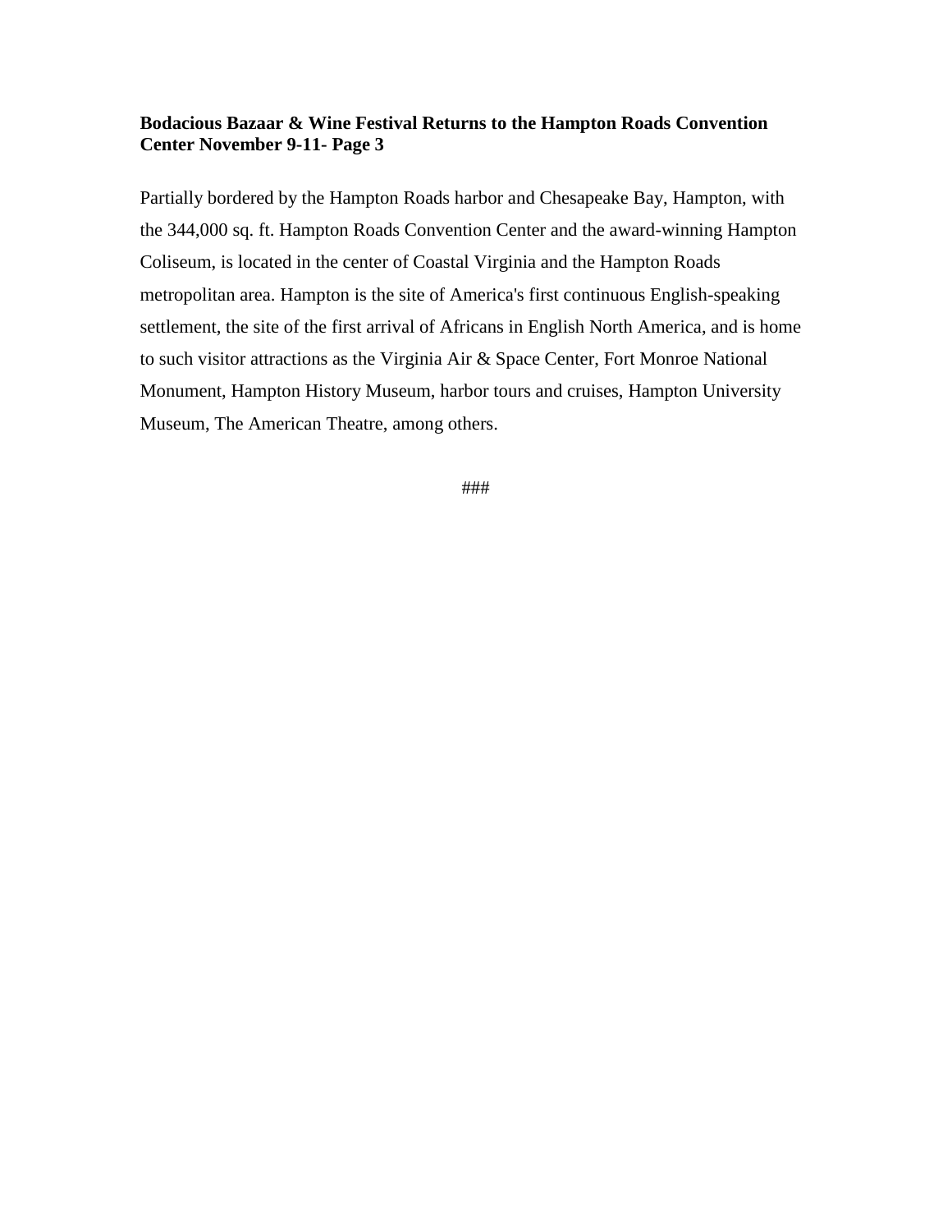Partially bordered by the Hampton Roads harbor and Chesapeake Bay, Hampton, with the 344,000 sq. ft. Hampton Roads Convention Center and the award-winning Hampton Coliseum, is located in the center of Coastal Virginia and the Hampton Roads metropolitan area. Hampton is the site of America's first continuous English-speaking settlement, the site of the first arrival of Africans in English North America, and is home to such visitor attractions as the Virginia Air & Space Center, Fort Monroe National Monument, Hampton History Museum, harbor tours and cruises, Hampton University Museum, The American Theatre, among others.

###